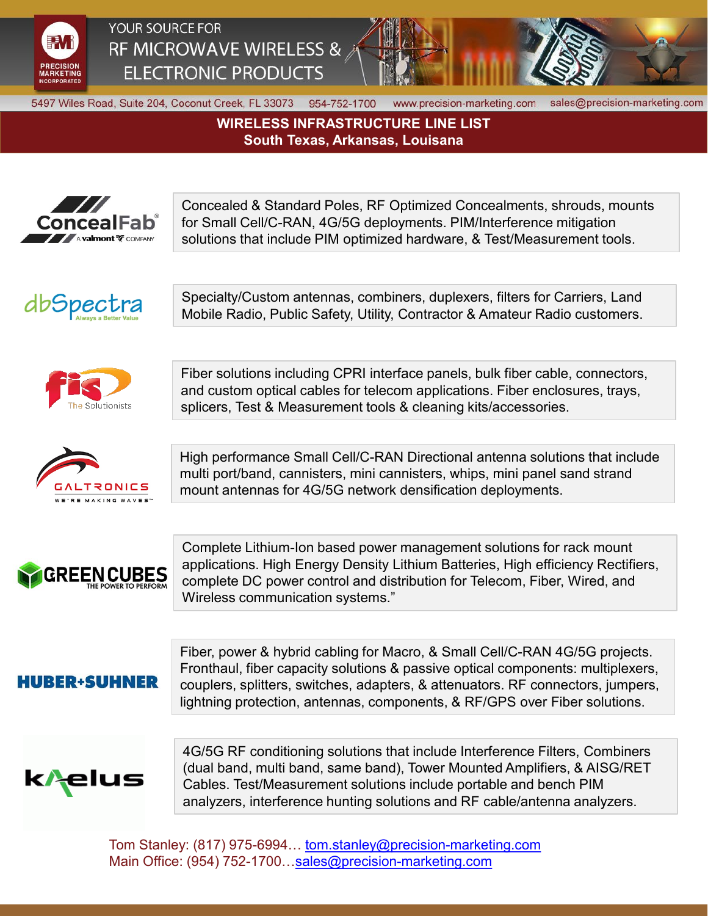PRECISION MARKETING INCORPORATED

YOUR SOURCE FOR
RF MICROWAVE WIRELESS &
ELECTRONIC PRODUCTS

5497 Wiles Road, Suite 204, Coconut Creek, FL 33073 954-752-1700 www.precision-marketing.com sales@precision-marketing.com

# WIRELESS INFRASTRUCTURE LINE LIST
## South Texas, Arkansas, Louisana

| Company | Products |
| --- | --- |
| ConcealFab® A valmont COMPANY | Concealed & Standard Poles, RF Optimized Concealments, shrouds, mounts for Small Cell/C-RAN, 4G/5G deployments. PIM/Interference mitigation solutions that include PIM optimized hardware, & Test/Measurement tools. |
| dbSpectra Always a Better Value | Specialty/Custom antennas, combiners, duplexers, filters for Carriers, Land Mobile Radio, Public Safety, Utility, Contractor & Amateur Radio customers. |
| fis The Solutionists | Fiber solutions including CPRI interface panels, bulk fiber cable, connectors, and custom optical cables for telecom applications. Fiber enclosures, trays, splicers, Test & Measurement tools & cleaning kits/accessories. |
| GALTRONICS WE'RE MAKING WAVES™ | High performance Small Cell/C-RAN Directional antenna solutions that include multi port/band, cannisters, mini cannisters, whips, mini panel sand strand mount antennas for 4G/5G network densification deployments. |
| GREEN CUBES THE POWER TO PERFORM | Complete Lithium-Ion based power management solutions for rack mount applications. High Energy Density Lithium Batteries, High efficiency Rectifiers, complete DC power control and distribution for Telecom, Fiber, Wired, and Wireless communication systems." |
| HUBER+SUHNER | Fiber, power & hybrid cabling for Macro, & Small Cell/C-RAN 4G/5G projects. Fronthaul, fiber capacity solutions & passive optical components: multiplexers, couplers, splitters, switches, adapters, & attenuators. RF connectors, jumpers, lightning protection, antennas, components, & RF/GPS over Fiber solutions. |
| kaelus | 4G/5G RF conditioning solutions that include Interference Filters, Combiners (dual band, multi band, same band), Tower Mounted Amplifiers, & AISG/RET Cables. Test/Measurement solutions include portable and bench PIM analyzers, interference hunting solutions and RF cable/antenna analyzers. |

Tom Stanley: (817) 975-6994… tom.stanley@precision-marketing.com
Main Office: (954) 752-1700…sales@precision-marketing.com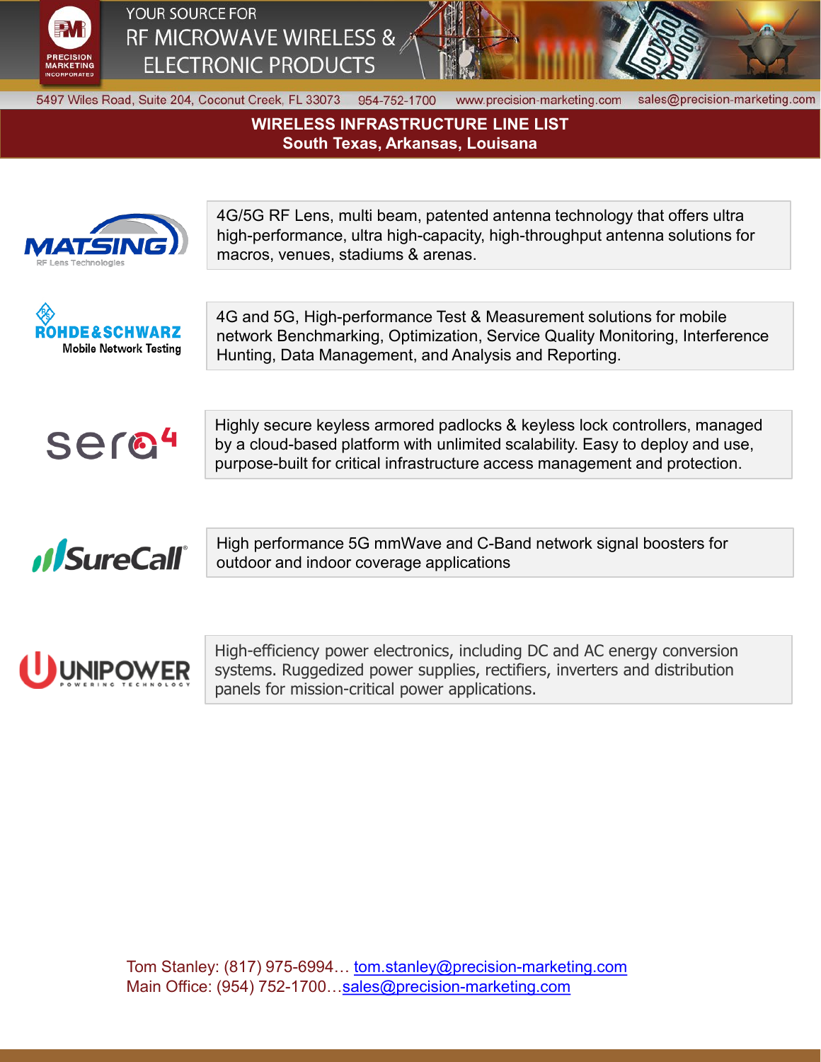YOUR SOURCE FOR
RF MICROWAVE WIRELESS & ELECTRONIC PRODUCTS

5497 Wiles Road, Suite 204, Coconut Creek, FL 33073 954-752-1700 www.precision-marketing.com sales@precision-marketing.com

# WIRELESS INFRASTRUCTURE LINE LIST
## South Texas, Arkansas, Louisana

| | |
|---|---|
| MATSING RF Lens Technologies | 4G/5G RF Lens, multi beam, patented antenna technology that offers ultra high-performance, ultra high-capacity, high-throughput antenna solutions for macros, venues, stadiums & arenas. |
| ROHDE & SCHWARZ Mobile Network Testing | 4G and 5G, High-performance Test & Measurement solutions for mobile network Benchmarking, Optimization, Service Quality Monitoring, Interference Hunting, Data Management, and Analysis and Reporting. |
| sera4 | Highly secure keyless armored padlocks & keyless lock controllers, managed by a cloud-based platform with unlimited scalability. Easy to deploy and use, purpose-built for critical infrastructure access management and protection. |
| SureCall | High performance 5G mmWave and C-Band network signal boosters for outdoor and indoor coverage applications |
| UNIPOWER Powering Technology | High-efficiency power electronics, including DC and AC energy conversion systems. Ruggedized power supplies, rectifiers, inverters and distribution panels for mission-critical power applications. |

Tom Stanley: (817) 975-6994… tom.stanley@precision-marketing.com
Main Office: (954) 752-1700…sales@precision-marketing.com